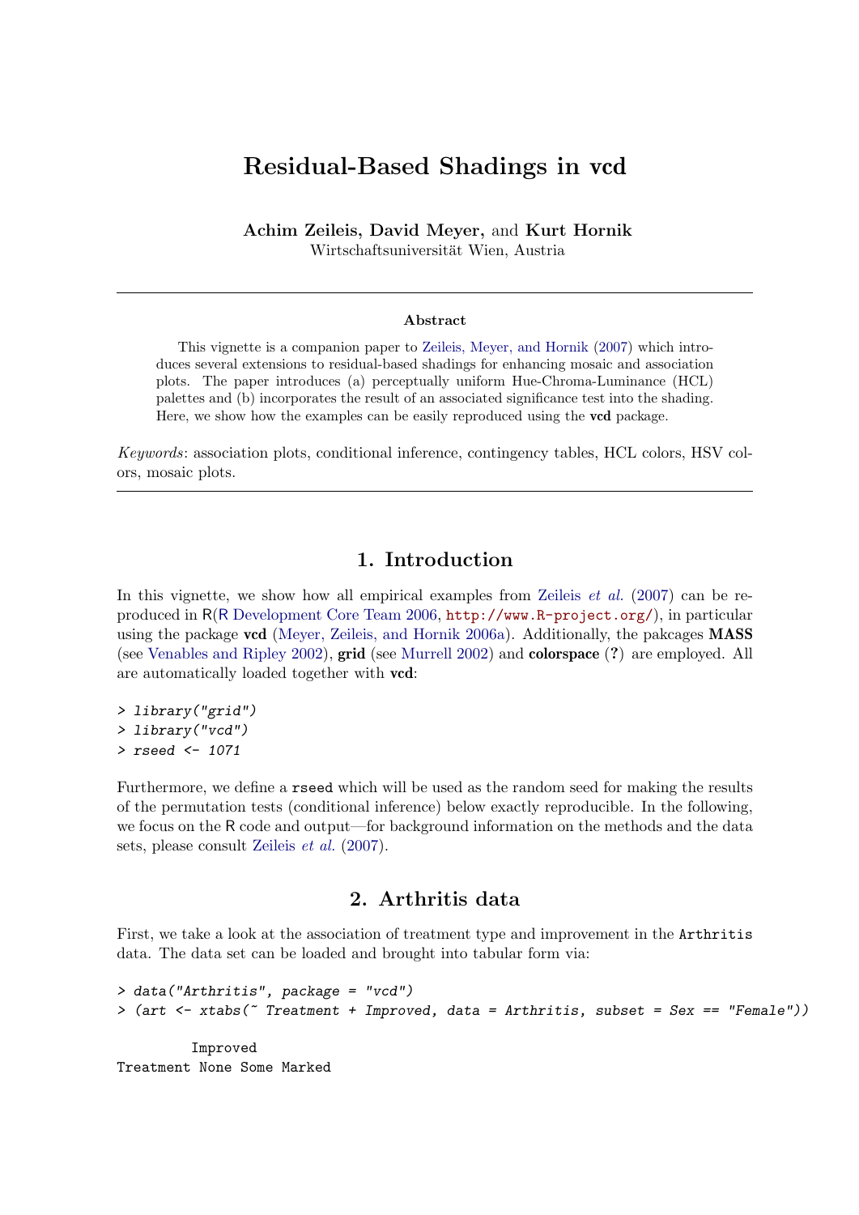# Residual-Based Shadings in vcd

**Achim Zeileis, David Meyer,** and **Kurt Hornik**
Wirtschaftsuniversität Wien, Austria

---

**Abstract**

This vignette is a companion paper to Zeileis, Meyer, and Hornik (2007) which introduces several extensions to residual-based shadings for enhancing mosaic and association plots. The paper introduces (a) perceptually uniform Hue-Chroma-Luminance (HCL) palettes and (b) incorporates the result of an associated significance test into the shading. Here, we show how the examples can be easily reproduced using the **vcd** package.

*Keywords*: association plots, conditional inference, contingency tables, HCL colors, HSV colors, mosaic plots.

---

## 1. Introduction

In this vignette, we show how all empirical examples from Zeileis *et al.* (2007) can be reproduced in R(R Development Core Team 2006, http://www.R-project.org/), in particular using the package **vcd** (Meyer, Zeileis, and Hornik 2006a). Additionally, the pakcages **MASS** (see Venables and Ripley 2002), **grid** (see Murrell 2002) and **colorspace** (**?**) are employed. All are automatically loaded together with **vcd**:

```
> library("grid")
> library("vcd")
> rseed <- 1071
```

Furthermore, we define a `rseed` which will be used as the random seed for making the results of the permutation tests (conditional inference) below exactly reproducible. In the following, we focus on the R code and output—for background information on the methods and the data sets, please consult Zeileis *et al.* (2007).

## 2. Arthritis data

First, we take a look at the association of treatment type and improvement in the `Arthritis` data. The data set can be loaded and brought into tabular form via:

```
> data("Arthritis", package = "vcd")
> (art <- xtabs(~ Treatment + Improved, data = Arthritis, subset = Sex == "Female"))
```

```
         Improved
Treatment None Some Marked
```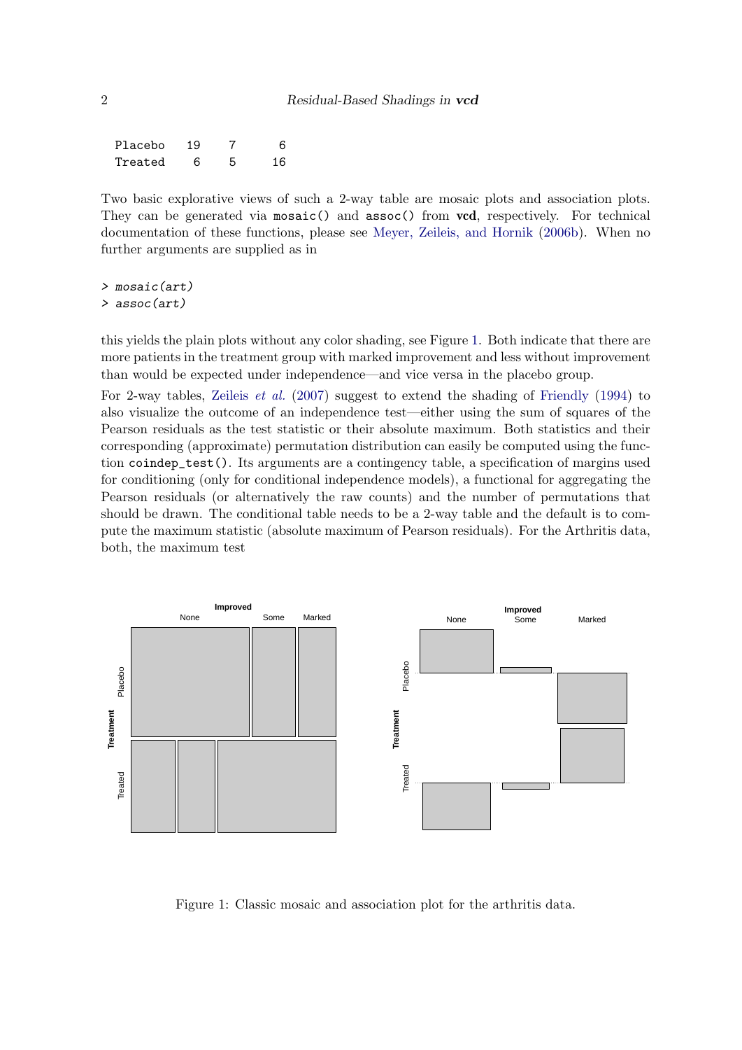```
  Placebo    19    7     6
  Treated     6    5    16
```

Two basic explorative views of such a 2-way table are mosaic plots and association plots. They can be generated via `mosaic()` and `assoc()` from **vcd**, respectively. For technical documentation of these functions, please see Meyer, Zeileis, and Hornik (2006b). When no further arguments are supplied as in

```
> mosaic(art)
> assoc(art)
```

this yields the plain plots without any color shading, see Figure 1. Both indicate that there are more patients in the treatment group with marked improvement and less without improvement than would be expected under independence—and vice versa in the placebo group.

For 2-way tables, Zeileis *et al.* (2007) suggest to extend the shading of Friendly (1994) to also visualize the outcome of an independence test—either using the sum of squares of the Pearson residuals as the test statistic or their absolute maximum. Both statistics and their corresponding (approximate) permutation distribution can easily be computed using the function `coindep_test()`. Its arguments are a contingency table, a specification of margins used for conditioning (only for conditional independence models), a functional for aggregating the Pearson residuals (or alternatively the raw counts) and the number of permutations that should be drawn. The conditional table needs to be a 2-way table and the default is to compute the maximum statistic (absolute maximum of Pearson residuals). For the Arthritis data, both, the maximum test

Figure 1: Classic mosaic and association plot for the arthritis data.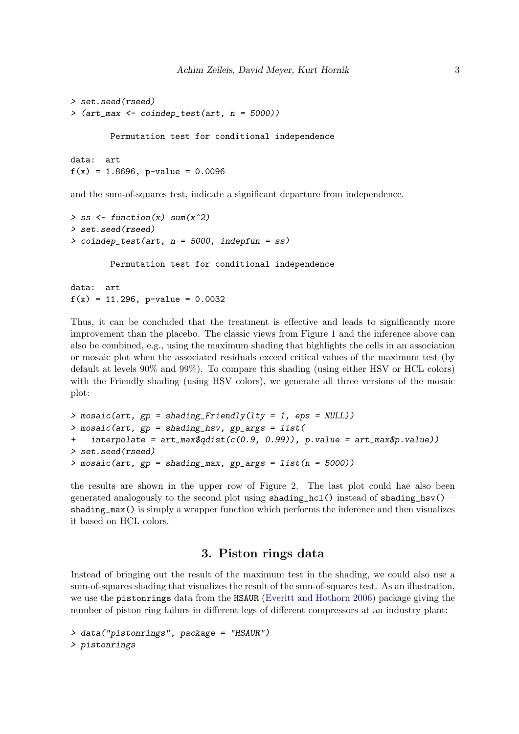```
> set.seed(rseed)
> (art_max <- coindep_test(art, n = 5000))

        Permutation test for conditional independence

data:  art
f(x) = 1.8696, p-value = 0.0096
```

and the sum-of-squares test, indicate a significant departure from independence.

```
> ss <- function(x) sum(x^2)
> set.seed(rseed)
> coindep_test(art, n = 5000, indepfun = ss)

        Permutation test for conditional independence

data:  art
f(x) = 11.296, p-value = 0.0032
```

Thus, it can be concluded that the treatment is effective and leads to significantly more improvement than the placebo. The classic views from Figure 1 and the inference above can also be combined, e.g., using the maximum shading that highlights the cells in an association or mosaic plot when the associated residuals exceed critical values of the maximum test (by default at levels 90% and 99%). To compare this shading (using either HSV or HCL colors) with the Friendly shading (using HSV colors), we generate all three versions of the mosaic plot:

```
> mosaic(art, gp = shading_Friendly(lty = 1, eps = NULL))
> mosaic(art, gp = shading_hsv, gp_args = list(
+   interpolate = art_max$qdist(c(0.9, 0.99)), p.value = art_max$p.value))
> set.seed(rseed)
> mosaic(art, gp = shading_max, gp_args = list(n = 5000))
```

the results are shown in the upper row of Figure 2. The last plot could hae also been generated analogously to the second plot using `shading_hcl()` instead of `shading_hsv()`—`shading_max()` is simply a wrapper function which performs the inference and then visualizes it based on HCL colors.

## 3. Piston rings data

Instead of bringing out the result of the maximum test in the shading, we could also use a sum-of-squares shading that visualizes the result of the sum-of-squares test. As an illustration, we use the `pistonrings` data from the `HSAUR` (Everitt and Hothorn 2006) package giving the number of piston ring failurs in different legs of different compressors at an industry plant:

```
> data("pistonrings", package = "HSAUR")
> pistonrings
```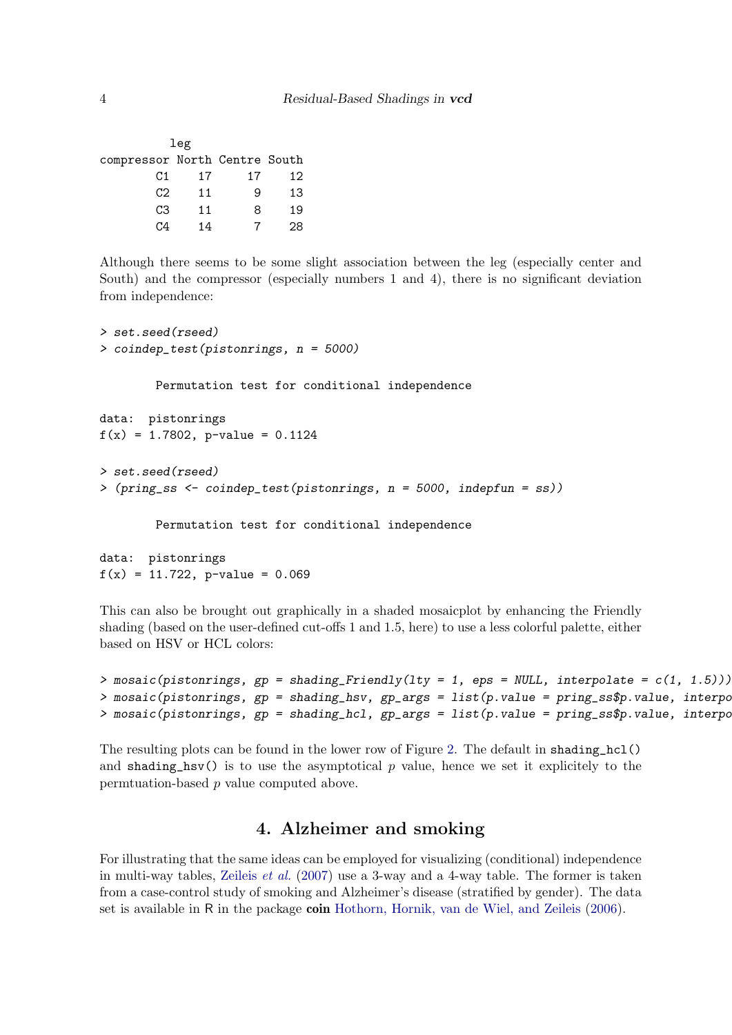```
         leg
compressor North Centre South
        C1    17     17    12
        C2    11      9    13
        C3    11      8    19
        C4    14      7    28
```

Although there seems to be some slight association between the leg (especially center and South) and the compressor (especially numbers 1 and 4), there is no significant deviation from independence:

```
> set.seed(rseed)
> coindep_test(pistonrings, n = 5000)

        Permutation test for conditional independence

data:  pistonrings
f(x) = 1.7802, p-value = 0.1124

> set.seed(rseed)
> (pring_ss <- coindep_test(pistonrings, n = 5000, indepfun = ss))

        Permutation test for conditional independence

data:  pistonrings
f(x) = 11.722, p-value = 0.069
```

This can also be brought out graphically in a shaded mosaicplot by enhancing the Friendly shading (based on the user-defined cut-offs 1 and 1.5, here) to use a less colorful palette, either based on HSV or HCL colors:

```
> mosaic(pistonrings, gp = shading_Friendly(lty = 1, eps = NULL, interpolate = c(1, 1.5)))
> mosaic(pistonrings, gp = shading_hsv, gp_args = list(p.value = pring_ss$p.value, interpo
> mosaic(pistonrings, gp = shading_hcl, gp_args = list(p.value = pring_ss$p.value, interpo
```

The resulting plots can be found in the lower row of Figure 2. The default in `shading_hcl()` and `shading_hsv()` is to use the asymptotical $p$ value, hence we set it explicitely to the permtuation-based $p$ value computed above.

## 4. Alzheimer and smoking

For illustrating that the same ideas can be employed for visualizing (conditional) independence in multi-way tables, Zeileis *et al.* (2007) use a 3-way and a 4-way table. The former is taken from a case-control study of smoking and Alzheimer's disease (stratified by gender). The data set is available in R in the package **coin** Hothorn, Hornik, van de Wiel, and Zeileis (2006).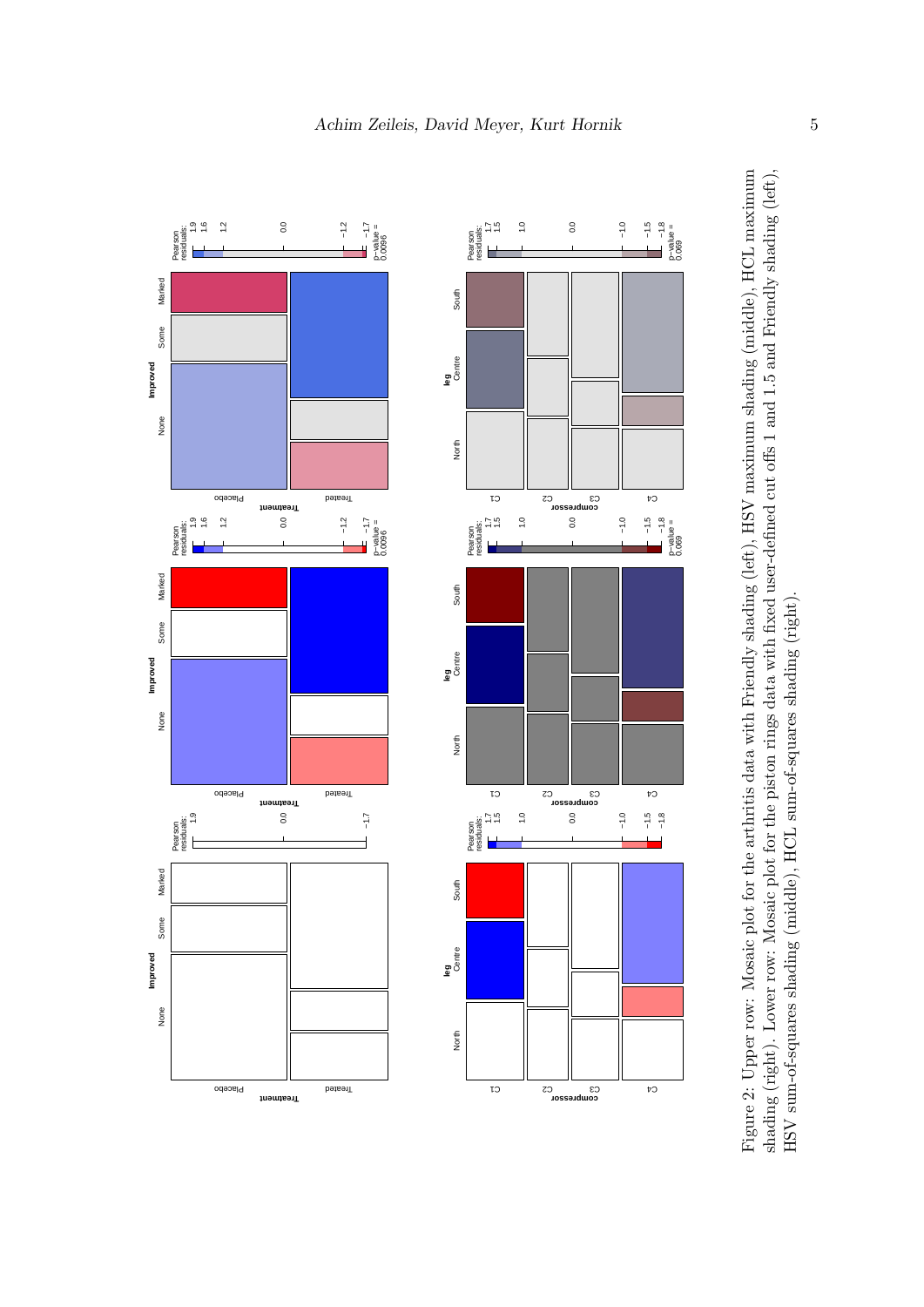Figure 2: Upper row: Mosaic plot for the arthritis data with Friendly shading (left), HSV maximum shading (middle), HCL maximum shading (right). Lower row: Mosaic plot for the piston rings data with fixed user-defined cut offs 1 and 1.5 and Friendly shading (left), HSV sum-of-squares shading (middle), HCL sum-of-squares shading (right).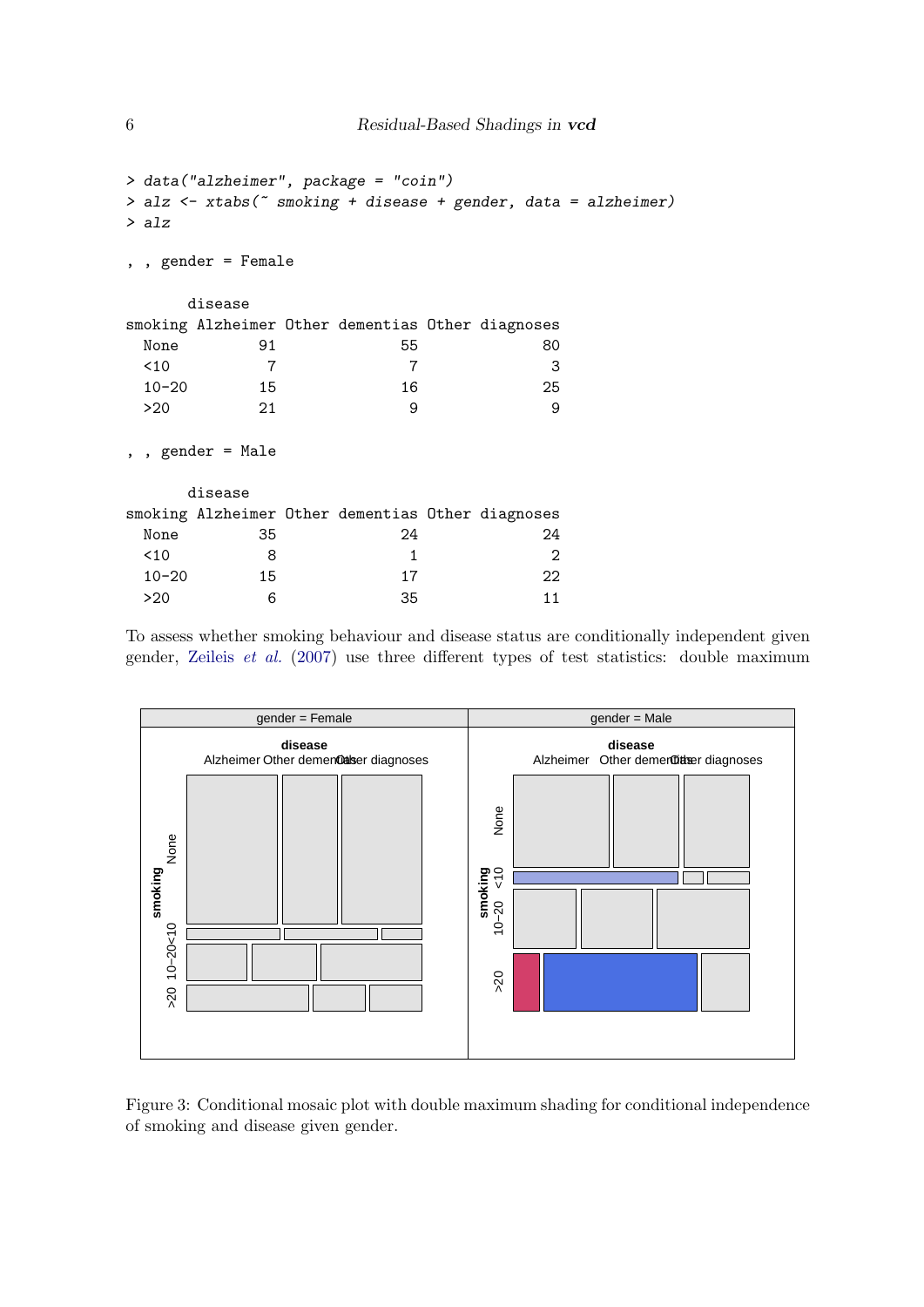```
> data("alzheimer", package = "coin")
> alz <- xtabs(~ smoking + disease + gender, data = alzheimer)
> alz

, , gender = Female

       disease
smoking Alzheimer Other dementias Other diagnoses
  None         91              55              80
  <10           7               7               3
  10-20        15              16              25
  >20          21               9               9

, , gender = Male

       disease
smoking Alzheimer Other dementias Other diagnoses
  None         35              24              24
  <10           8               1               2
  10-20        15              17              22
  >20           6              35              11
```

To assess whether smoking behaviour and disease status are conditionally independent given gender, Zeileis *et al.* (2007) use three different types of test statistics: double maximum

Figure 3: Conditional mosaic plot with double maximum shading for conditional independence of smoking and disease given gender.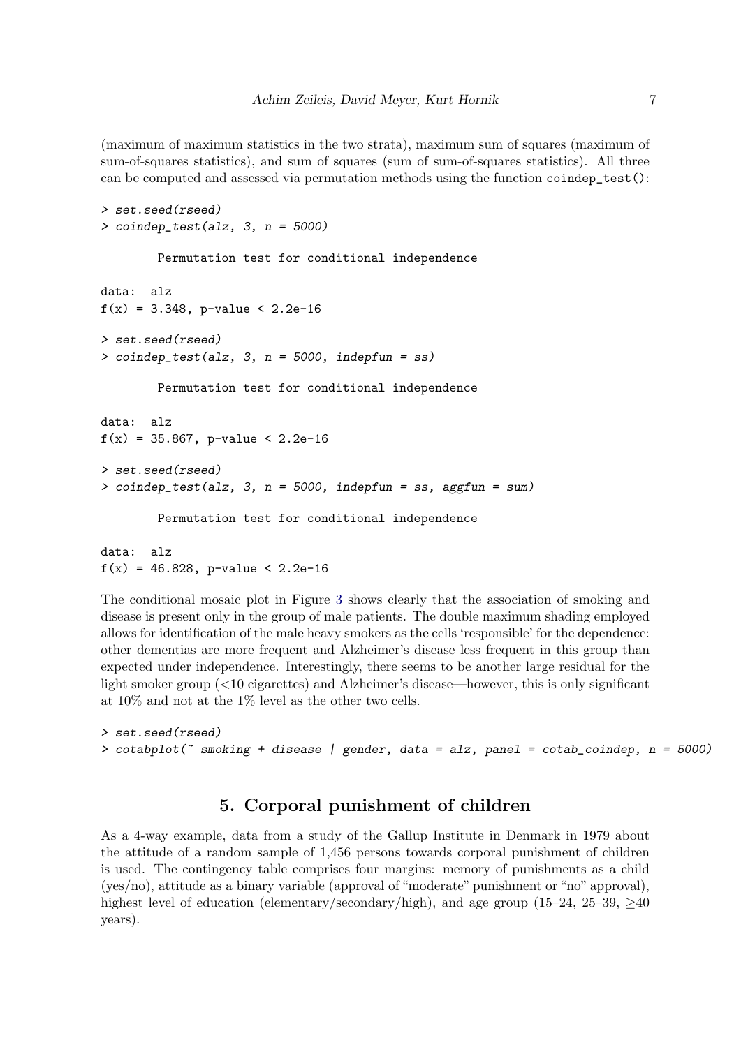(maximum of maximum statistics in the two strata), maximum sum of squares (maximum of sum-of-squares statistics), and sum of squares (sum of sum-of-squares statistics). All three can be computed and assessed via permutation methods using the function `coindep_test()`:

```
> set.seed(rseed)
> coindep_test(alz, 3, n = 5000)

        Permutation test for conditional independence

data:  alz
f(x) = 3.348, p-value < 2.2e-16

> set.seed(rseed)
> coindep_test(alz, 3, n = 5000, indepfun = ss)

        Permutation test for conditional independence

data:  alz
f(x) = 35.867, p-value < 2.2e-16

> set.seed(rseed)
> coindep_test(alz, 3, n = 5000, indepfun = ss, aggfun = sum)

        Permutation test for conditional independence

data:  alz
f(x) = 46.828, p-value < 2.2e-16
```

The conditional mosaic plot in Figure 3 shows clearly that the association of smoking and disease is present only in the group of male patients. The double maximum shading employed allows for identification of the male heavy smokers as the cells 'responsible' for the dependence: other dementias are more frequent and Alzheimer's disease less frequent in this group than expected under independence. Interestingly, there seems to be another large residual for the light smoker group (<10 cigarettes) and Alzheimer's disease—however, this is only significant at 10% and not at the 1% level as the other two cells.

```
> set.seed(rseed)
> cotabplot(~ smoking + disease | gender, data = alz, panel = cotab_coindep, n = 5000)
```

## 5. Corporal punishment of children

As a 4-way example, data from a study of the Gallup Institute in Denmark in 1979 about the attitude of a random sample of 1,456 persons towards corporal punishment of children is used. The contingency table comprises four margins: memory of punishments as a child (yes/no), attitude as a binary variable (approval of "moderate" punishment or "no" approval), highest level of education (elementary/secondary/high), and age group (15–24, 25–39, $\geq$40 years).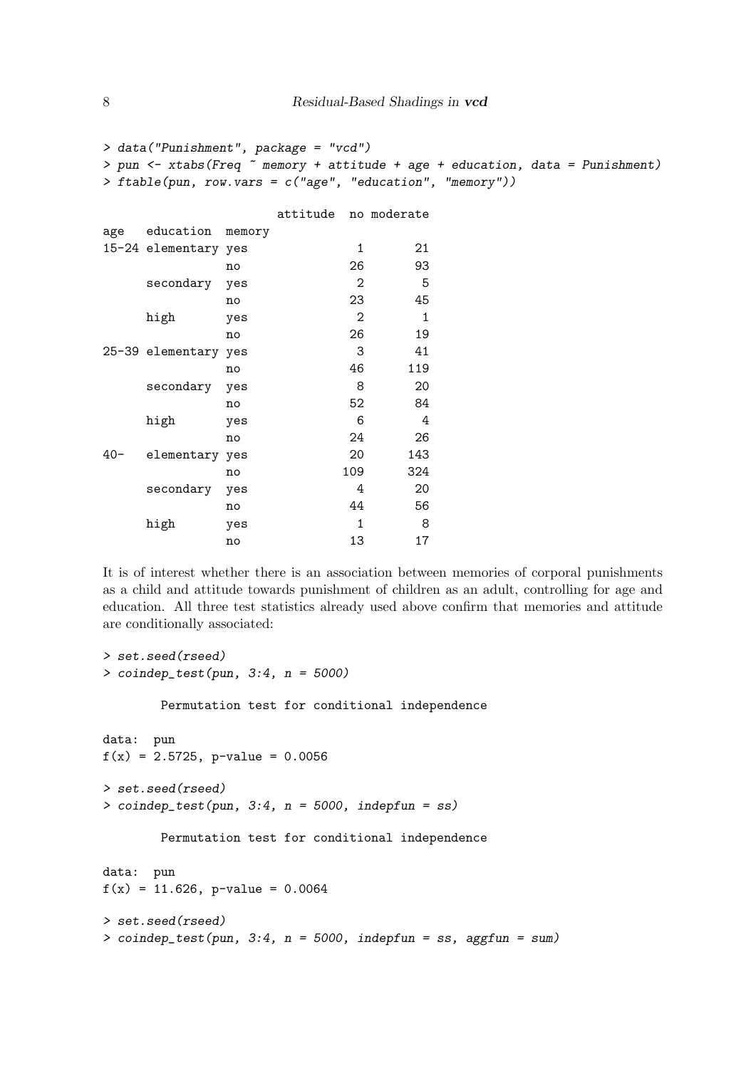```
> data("Punishment", package = "vcd")
> pun <- xtabs(Freq ~ memory + attitude + age + education, data = Punishment)
> ftable(pun, row.vars = c("age", "education", "memory"))

                        attitude  no moderate
age   education  memory
15-24 elementary yes               1       21
                 no               26       93
      secondary  yes               2        5
                 no               23       45
      high       yes               2        1
                 no               26       19
25-39 elementary yes               3       41
                 no               46      119
      secondary  yes               8       20
                 no               52       84
      high       yes               6        4
                 no               24       26
40-   elementary yes              20      143
                 no              109      324
      secondary  yes               4       20
                 no               44       56
      high       yes               1        8
                 no               13       17
```

It is of interest whether there is an association between memories of corporal punishments as a child and attitude towards punishment of children as an adult, controlling for age and education. All three test statistics already used above confirm that memories and attitude are conditionally associated:

```
> set.seed(rseed)
> coindep_test(pun, 3:4, n = 5000)

        Permutation test for conditional independence

data:  pun
f(x) = 2.5725, p-value = 0.0056

> set.seed(rseed)
> coindep_test(pun, 3:4, n = 5000, indepfun = ss)

        Permutation test for conditional independence

data:  pun
f(x) = 11.626, p-value = 0.0064

> set.seed(rseed)
> coindep_test(pun, 3:4, n = 5000, indepfun = ss, aggfun = sum)
```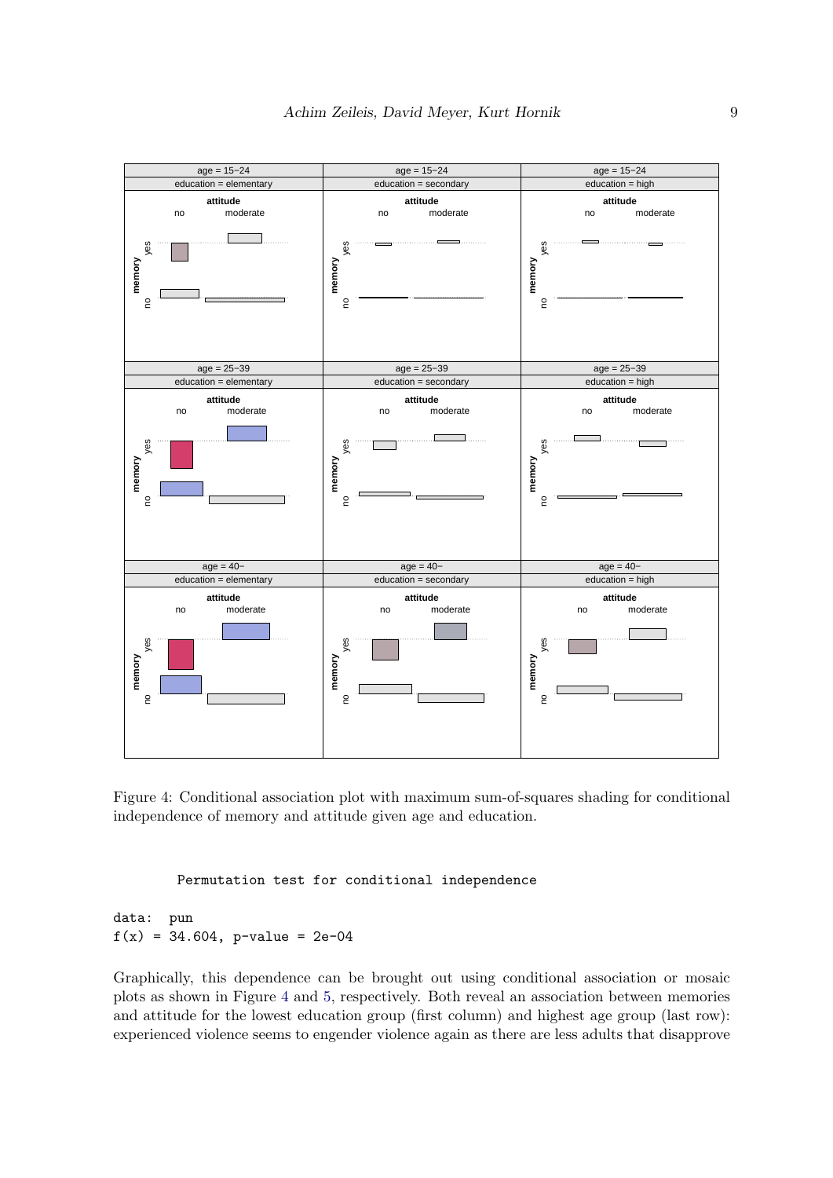Figure 4: Conditional association plot with maximum sum-of-squares shading for conditional independence of memory and attitude given age and education.

```
        Permutation test for conditional independence

data:  pun
f(x) = 34.604, p-value = 2e-04
```

Graphically, this dependence can be brought out using conditional association or mosaic plots as shown in Figure 4 and 5, respectively. Both reveal an association between memories and attitude for the lowest education group (first column) and highest age group (last row): experienced violence seems to engender violence again as there are less adults that disapprove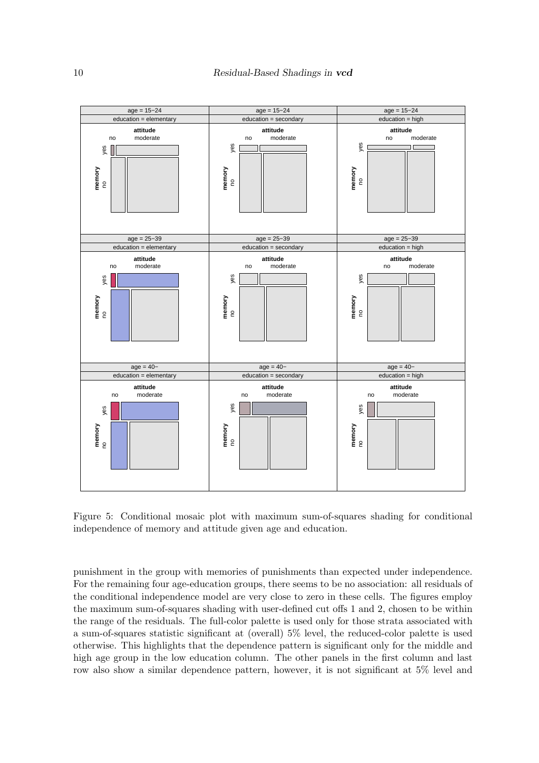Figure 5: Conditional mosaic plot with maximum sum-of-squares shading for conditional independence of memory and attitude given age and education.

punishment in the group with memories of punishments than expected under independence. For the remaining four age-education groups, there seems to be no association: all residuals of the conditional independence model are very close to zero in these cells. The figures employ the maximum sum-of-squares shading with user-defined cut offs 1 and 2, chosen to be within the range of the residuals. The full-color palette is used only for those strata associated with a sum-of-squares statistic significant at (overall) 5% level, the reduced-color palette is used otherwise. This highlights that the dependence pattern is significant only for the middle and high age group in the low education column. The other panels in the first column and last row also show a similar dependence pattern, however, it is not significant at 5% level and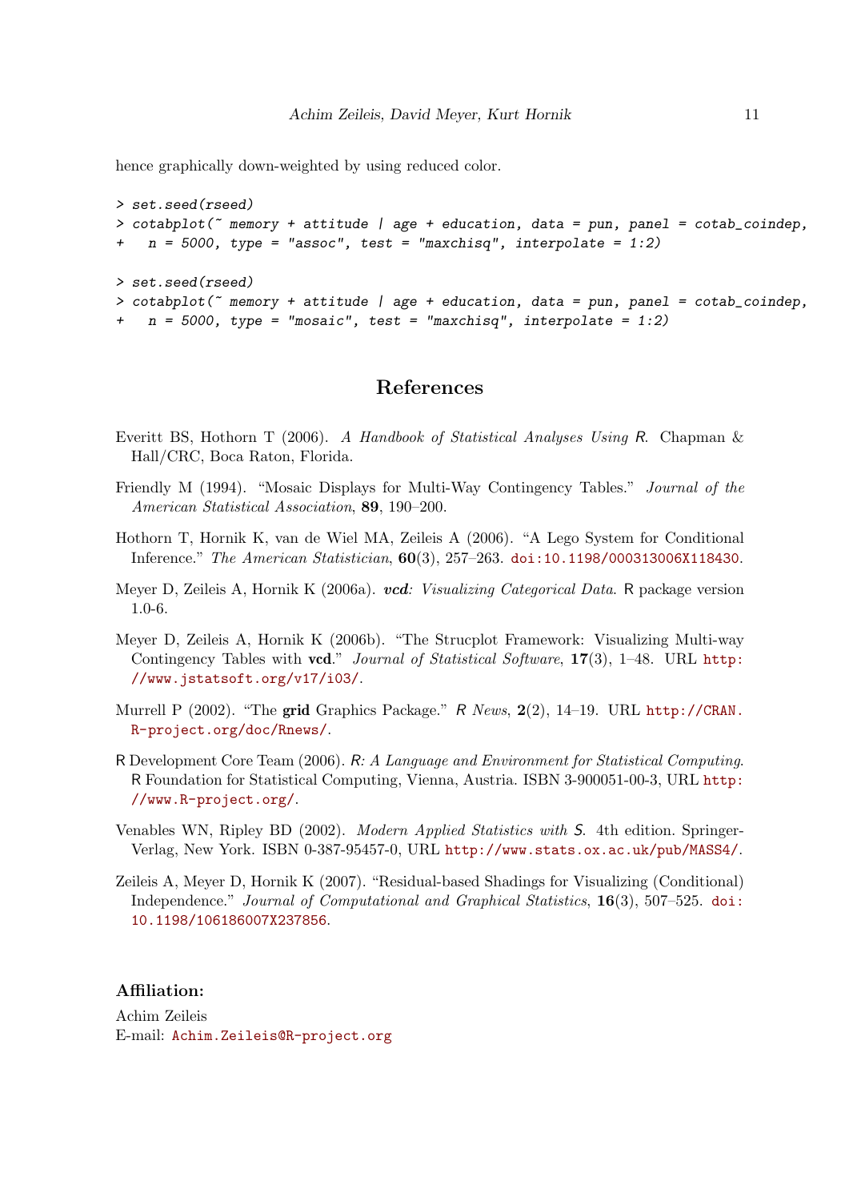hence graphically down-weighted by using reduced color.

```
> set.seed(rseed)
> cotabplot(~ memory + attitude | age + education, data = pun, panel = cotab_coindep,
+   n = 5000, type = "assoc", test = "maxchisq", interpolate = 1:2)
```

```
> set.seed(rseed)
> cotabplot(~ memory + attitude | age + education, data = pun, panel = cotab_coindep,
+   n = 5000, type = "mosaic", test = "maxchisq", interpolate = 1:2)
```

## References

Everitt BS, Hothorn T (2006). *A Handbook of Statistical Analyses Using R*. Chapman & Hall/CRC, Boca Raton, Florida.

Friendly M (1994). "Mosaic Displays for Multi-Way Contingency Tables." *Journal of the American Statistical Association*, **89**, 190–200.

Hothorn T, Hornik K, van de Wiel MA, Zeileis A (2006). "A Lego System for Conditional Inference." *The American Statistician*, **60**(3), 257–263. doi:10.1198/000313006X118430.

Meyer D, Zeileis A, Hornik K (2006a). ***vcd**: Visualizing Categorical Data*. R package version 1.0-6.

Meyer D, Zeileis A, Hornik K (2006b). "The Strucplot Framework: Visualizing Multi-way Contingency Tables with **vcd**." *Journal of Statistical Software*, **17**(3), 1–48. URL http://www.jstatsoft.org/v17/i03/.

Murrell P (2002). "The **grid** Graphics Package." *R News*, **2**(2), 14–19. URL http://CRAN.R-project.org/doc/Rnews/.

R Development Core Team (2006). *R: A Language and Environment for Statistical Computing*. R Foundation for Statistical Computing, Vienna, Austria. ISBN 3-900051-00-3, URL http://www.R-project.org/.

Venables WN, Ripley BD (2002). *Modern Applied Statistics with S*. 4th edition. Springer-Verlag, New York. ISBN 0-387-95457-0, URL http://www.stats.ox.ac.uk/pub/MASS4/.

Zeileis A, Meyer D, Hornik K (2007). "Residual-based Shadings for Visualizing (Conditional) Independence." *Journal of Computational and Graphical Statistics*, **16**(3), 507–525. doi:10.1198/106186007X237856.

**Affiliation:**

Achim Zeileis
E-mail: Achim.Zeileis@R-project.org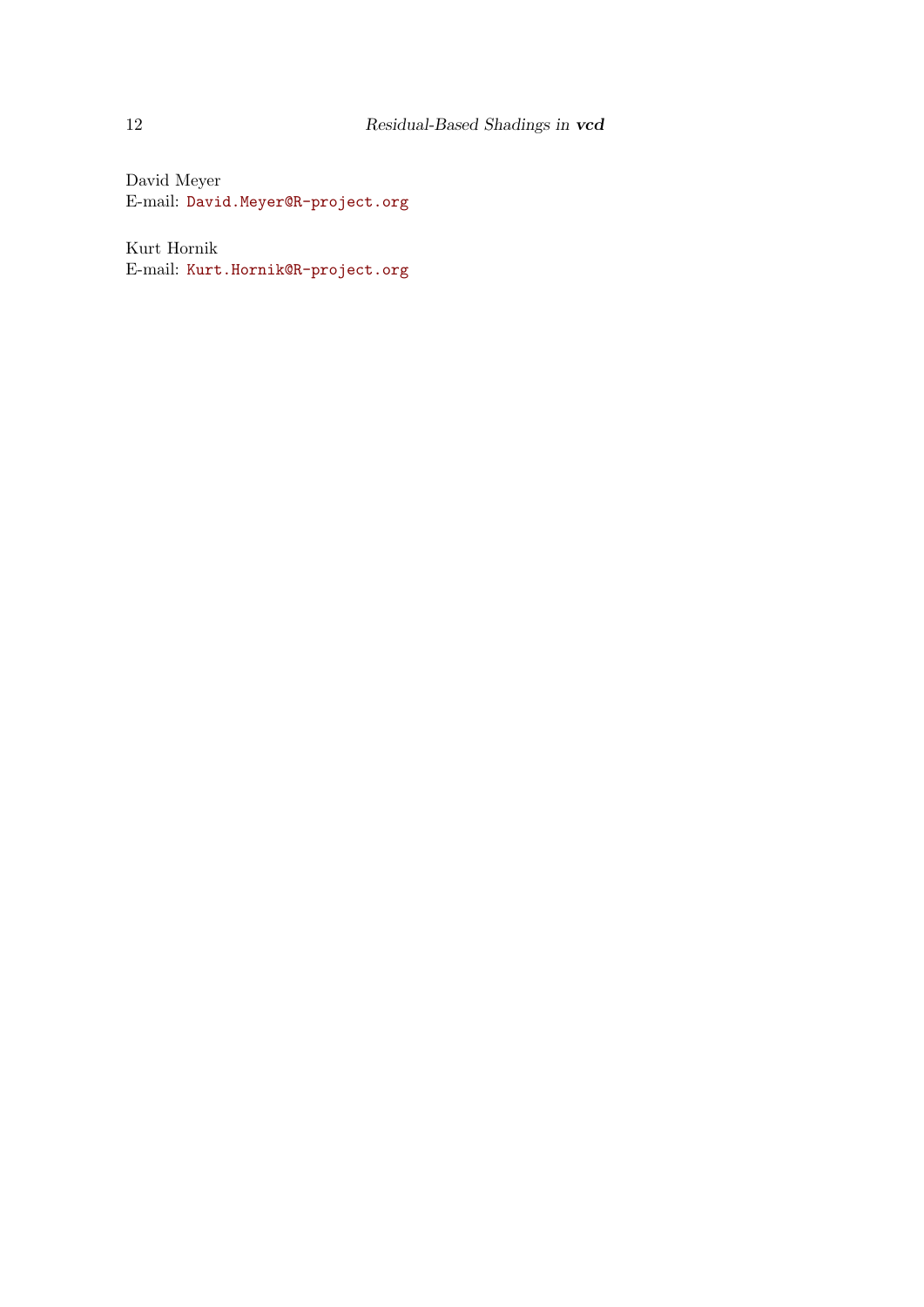David Meyer
E-mail: David.Meyer@R-project.org

Kurt Hornik
E-mail: Kurt.Hornik@R-project.org